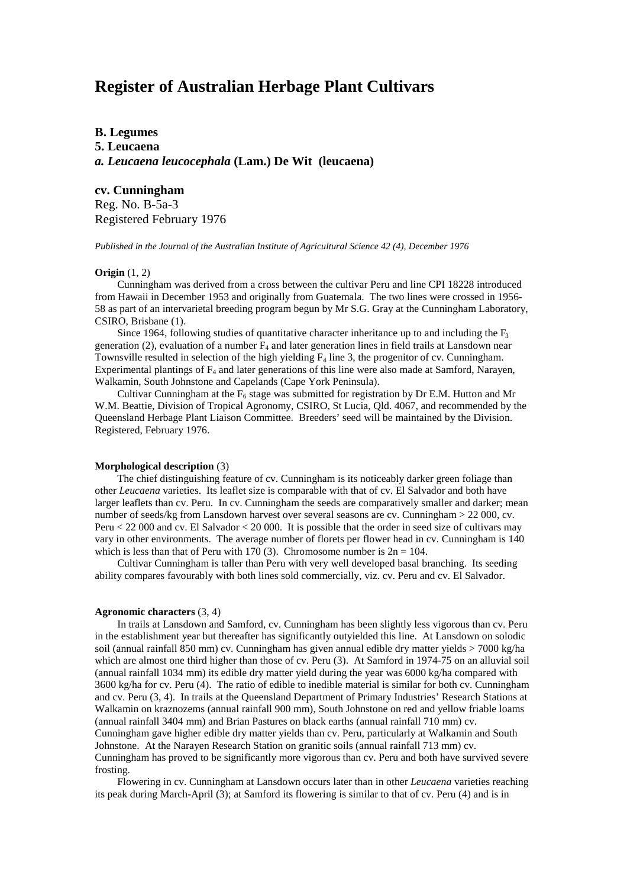# Register of Australian Herbage Plant Cultivars

**B. Legumes**
**5. Leucaena**
***a. Leucaena leucocephala* (Lam.) De Wit (leucaena)**

**cv. Cunningham**
Reg. No. B-5a-3
Registered February 1976

*Published in the Journal of the Australian Institute of Agricultural Science 42 (4), December 1976*

**Origin** (1, 2)

Cunningham was derived from a cross between the cultivar Peru and line CPI 18228 introduced from Hawaii in December 1953 and originally from Guatemala. The two lines were crossed in 1956-58 as part of an intervarietal breeding program begun by Mr S.G. Gray at the Cunningham Laboratory, CSIRO, Brisbane (1).

Since 1964, following studies of quantitative character inheritance up to and including the $F_3$ generation (2), evaluation of a number $F_4$ and later generation lines in field trails at Lansdown near Townsville resulted in selection of the high yielding $F_4$ line 3, the progenitor of cv. Cunningham. Experimental plantings of $F_4$ and later generations of this line were also made at Samford, Narayen, Walkamin, South Johnstone and Capelands (Cape York Peninsula).

Cultivar Cunningham at the $F_6$ stage was submitted for registration by Dr E.M. Hutton and Mr W.M. Beattie, Division of Tropical Agronomy, CSIRO, St Lucia, Qld. 4067, and recommended by the Queensland Herbage Plant Liaison Committee. Breeders' seed will be maintained by the Division. Registered, February 1976.

**Morphological description** (3)

The chief distinguishing feature of cv. Cunningham is its noticeably darker green foliage than other *Leucaena* varieties. Its leaflet size is comparable with that of cv. El Salvador and both have larger leaflets than cv. Peru. In cv. Cunningham the seeds are comparatively smaller and darker; mean number of seeds/kg from Lansdown harvest over several seasons are cv. Cunningham > 22 000, cv. Peru < 22 000 and cv. El Salvador < 20 000. It is possible that the order in seed size of cultivars may vary in other environments. The average number of florets per flower head in cv. Cunningham is 140 which is less than that of Peru with 170 (3). Chromosome number is $2n = 104$.

Cultivar Cunningham is taller than Peru with very well developed basal branching. Its seeding ability compares favourably with both lines sold commercially, viz. cv. Peru and cv. El Salvador.

**Agronomic characters** (3, 4)

In trails at Lansdown and Samford, cv. Cunningham has been slightly less vigorous than cv. Peru in the establishment year but thereafter has significantly outyielded this line. At Lansdown on solodic soil (annual rainfall 850 mm) cv. Cunningham has given annual edible dry matter yields > 7000 kg/ha which are almost one third higher than those of cv. Peru (3). At Samford in 1974-75 on an alluvial soil (annual rainfall 1034 mm) its edible dry matter yield during the year was 6000 kg/ha compared with 3600 kg/ha for cv. Peru (4). The ratio of edible to inedible material is similar for both cv. Cunningham and cv. Peru (3, 4). In trails at the Queensland Department of Primary Industries' Research Stations at Walkamin on kraznozems (annual rainfall 900 mm), South Johnstone on red and yellow friable loams (annual rainfall 3404 mm) and Brian Pastures on black earths (annual rainfall 710 mm) cv. Cunningham gave higher edible dry matter yields than cv. Peru, particularly at Walkamin and South Johnstone. At the Narayen Research Station on granitic soils (annual rainfall 713 mm) cv. Cunningham has proved to be significantly more vigorous than cv. Peru and both have survived severe frosting.

Flowering in cv. Cunningham at Lansdown occurs later than in other *Leucaena* varieties reaching its peak during March-April (3); at Samford its flowering is similar to that of cv. Peru (4) and is in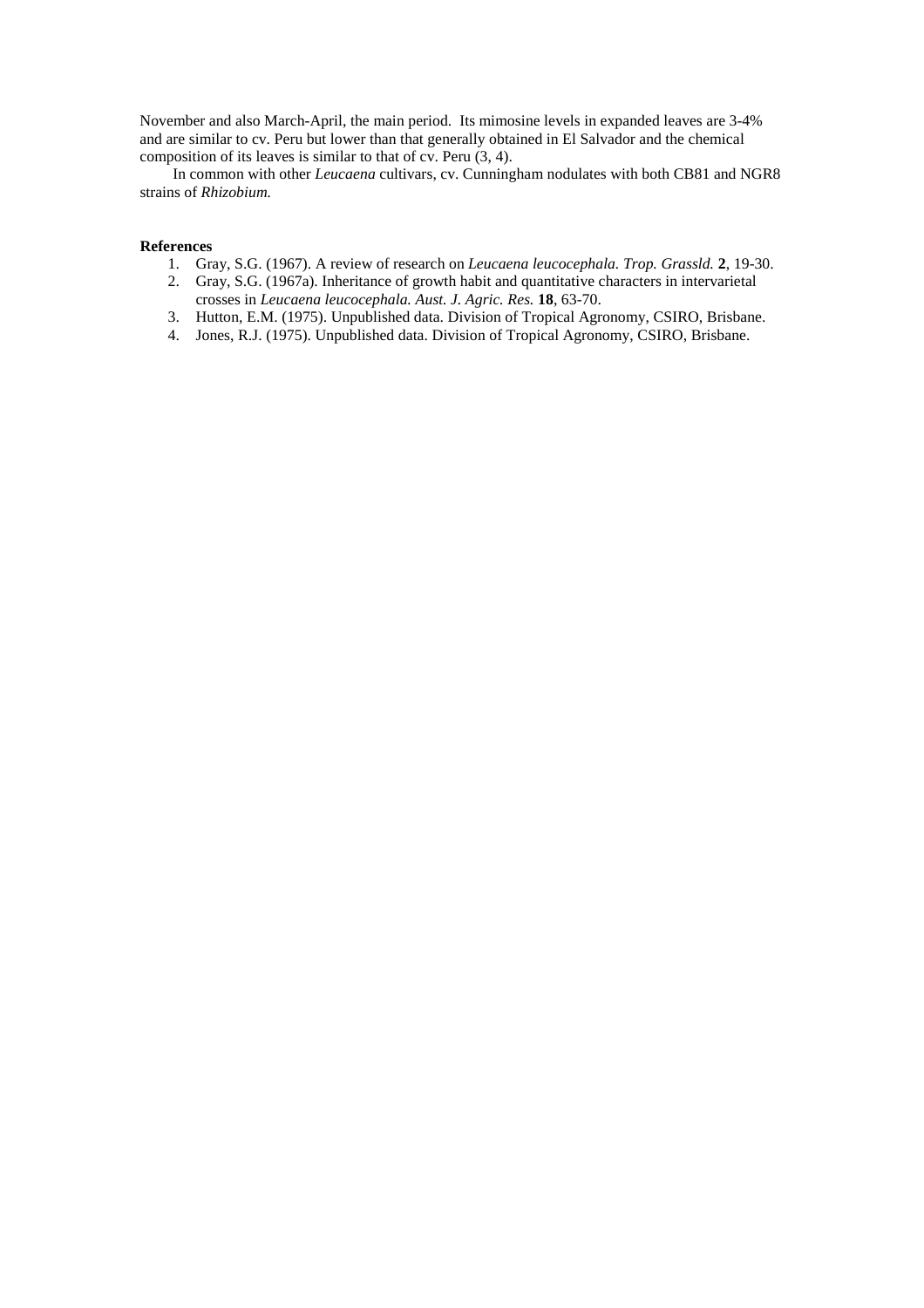November and also March-April, the main period. Its mimosine levels in expanded leaves are 3-4% and are similar to cv. Peru but lower than that generally obtained in El Salvador and the chemical composition of its leaves is similar to that of cv. Peru (3, 4).

In common with other *Leucaena* cultivars, cv. Cunningham nodulates with both CB81 and NGR8 strains of *Rhizobium.*

**References**

1. Gray, S.G. (1967). A review of research on *Leucaena leucocephala. Trop. Grassld.* **2**, 19-30.
2. Gray, S.G. (1967a). Inheritance of growth habit and quantitative characters in intervarietal crosses in *Leucaena leucocephala. Aust. J. Agric. Res.* **18**, 63-70.
3. Hutton, E.M. (1975). Unpublished data. Division of Tropical Agronomy, CSIRO, Brisbane.
4. Jones, R.J. (1975). Unpublished data. Division of Tropical Agronomy, CSIRO, Brisbane.